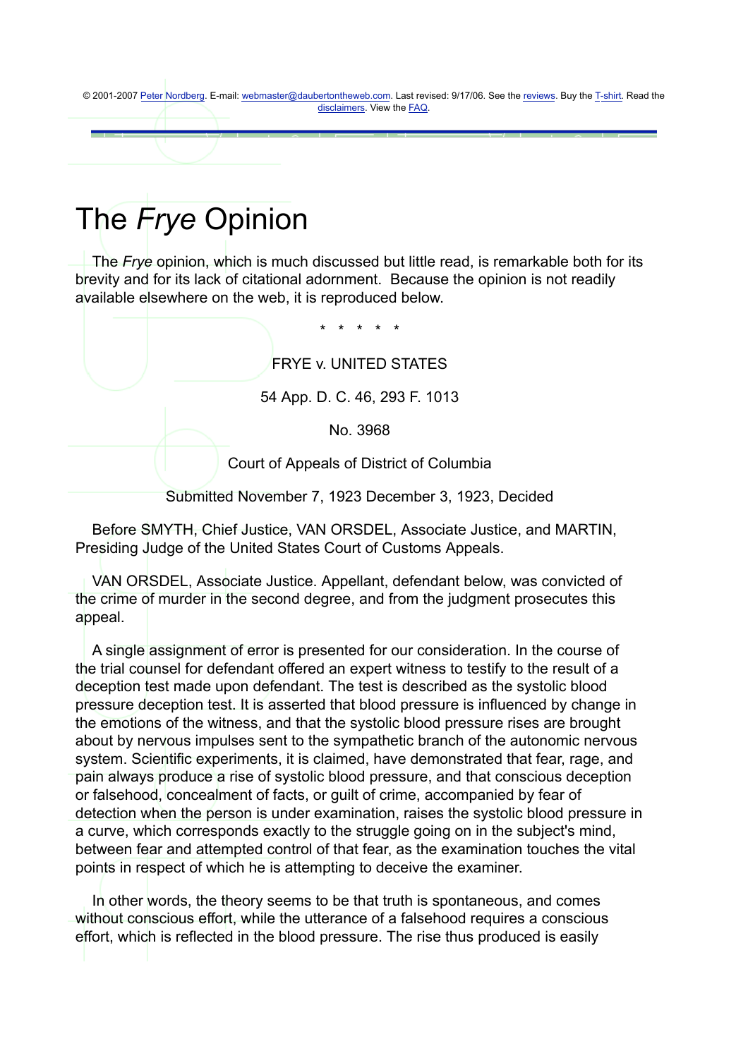© 2001-2007 Peter Nordberg. E-mail: webmaster@daubertontheweb.com. Last revised: 9/17/06. See the reviews. Buy the T-shirt. Read the disclaimers. View the FAQ.

# The *Frye* Opinion

The *Frye* opinion, which is much discussed but little read, is remarkable both for its brevity and for its lack of citational adornment. Because the opinion is not readily available elsewhere on the web, it is reproduced below.

\* \* \* \* \*

FRYE v. UNITED STATES

54 App. D. C. 46, 293 F. 1013

No. 3968

Court of Appeals of District of Columbia

Submitted November 7, 1923 December 3, 1923, Decided

Before SMYTH, Chief Justice, VAN ORSDEL, Associate Justice, and MARTIN, Presiding Judge of the United States Court of Customs Appeals.

VAN ORSDEL, Associate Justice. Appellant, defendant below, was convicted of the crime of murder in the second degree, and from the judgment prosecutes this appeal.

A single assignment of error is presented for our consideration. In the course of the trial counsel for defendant offered an expert witness to testify to the result of a deception test made upon defendant. The test is described as the systolic blood pressure deception test. It is asserted that blood pressure is influenced by change in the emotions of the witness, and that the systolic blood pressure rises are brought about by nervous impulses sent to the sympathetic branch of the autonomic nervous system. Scientific experiments, it is claimed, have demonstrated that fear, rage, and pain always produce a rise of systolic blood pressure, and that conscious deception or falsehood, concealment of facts, or guilt of crime, accompanied by fear of detection when the person is under examination, raises the systolic blood pressure in a curve, which corresponds exactly to the struggle going on in the subject's mind, between fear and attempted control of that fear, as the examination touches the vital points in respect of which he is attempting to deceive the examiner.

In other words, the theory seems to be that truth is spontaneous, and comes without conscious effort, while the utterance of a falsehood requires a conscious effort, which is reflected in the blood pressure. The rise thus produced is easily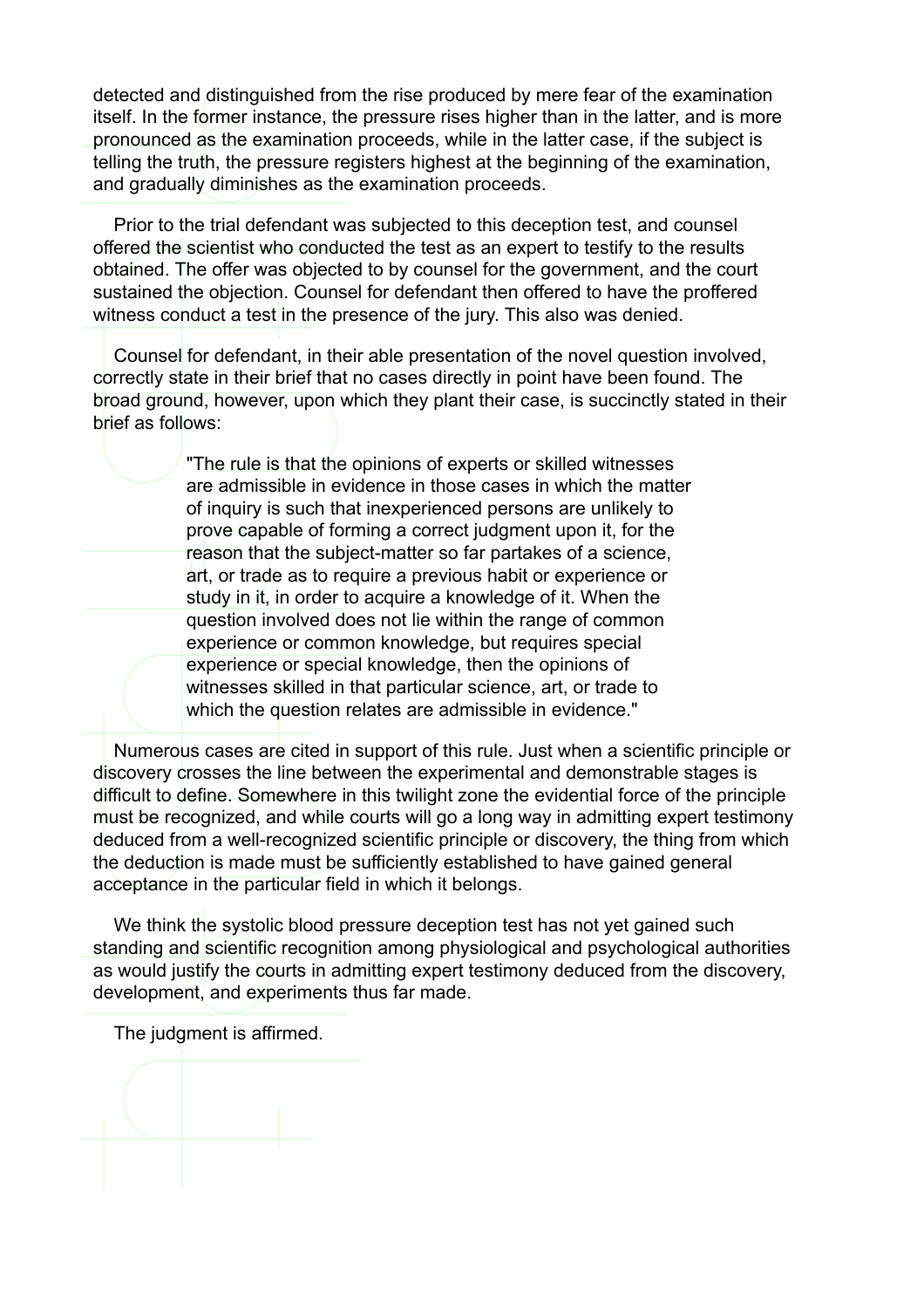detected and distinguished from the rise produced by mere fear of the examination itself. In the former instance, the pressure rises higher than in the latter, and is more pronounced as the examination proceeds, while in the latter case, if the subject is telling the truth, the pressure registers highest at the beginning of the examination, and gradually diminishes as the examination proceeds.

Prior to the trial defendant was subjected to this deception test, and counsel offered the scientist who conducted the test as an expert to testify to the results obtained. The offer was objected to by counsel for the government, and the court sustained the objection. Counsel for defendant then offered to have the proffered witness conduct a test in the presence of the jury. This also was denied.

Counsel for defendant, in their able presentation of the novel question involved, correctly state in their brief that no cases directly in point have been found. The broad ground, however, upon which they plant their case, is succinctly stated in their brief as follows:

> "The rule is that the opinions of experts or skilled witnesses are admissible in evidence in those cases in which the matter of inquiry is such that inexperienced persons are unlikely to prove capable of forming a correct judgment upon it, for the reason that the subject-matter so far partakes of a science, art, or trade as to require a previous habit or experience or study in it, in order to acquire a knowledge of it. When the question involved does not lie within the range of common experience or common knowledge, but requires special experience or special knowledge, then the opinions of witnesses skilled in that particular science, art, or trade to which the question relates are admissible in evidence."

Numerous cases are cited in support of this rule. Just when a scientific principle or discovery crosses the line between the experimental and demonstrable stages is difficult to define. Somewhere in this twilight zone the evidential force of the principle must be recognized, and while courts will go a long way in admitting expert testimony deduced from a well-recognized scientific principle or discovery, the thing from which the deduction is made must be sufficiently established to have gained general acceptance in the particular field in which it belongs.

We think the systolic blood pressure deception test has not yet gained such standing and scientific recognition among physiological and psychological authorities as would justify the courts in admitting expert testimony deduced from the discovery, development, and experiments thus far made.

The judgment is affirmed.